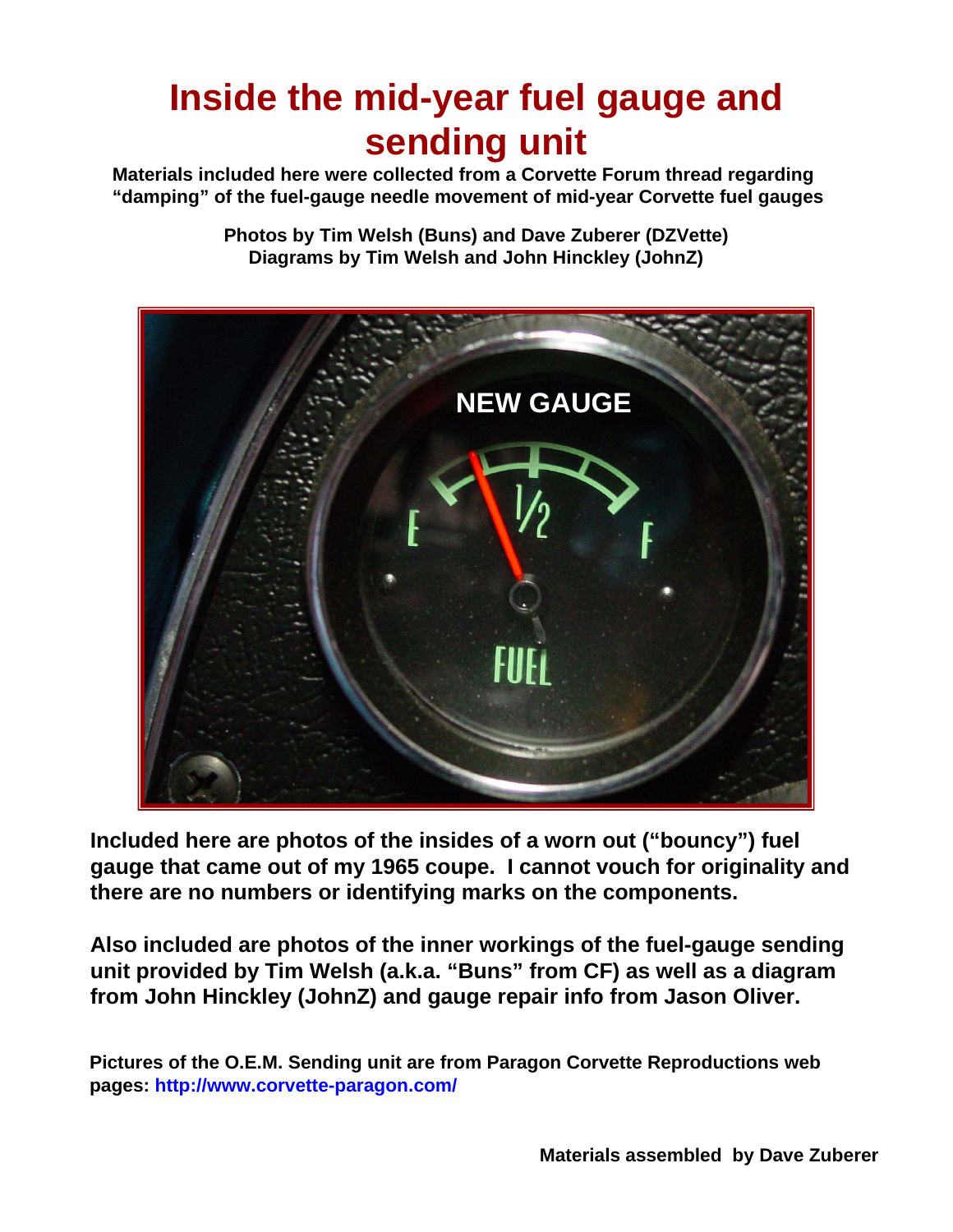# Inside the mid-year fuel gauge and sending unit

**Materials included here were collected from a Corvette Forum thread regarding "damping" of the fuel-gauge needle movement of mid-year Corvette fuel gauges**

**Photos by Tim Welsh (Buns) and Dave Zuberer (DZVette)**
**Diagrams by Tim Welsh and John Hinckley (JohnZ)**

**Included here are photos of the insides of a worn out ("bouncy") fuel gauge that came out of my 1965 coupe. I cannot vouch for originality and there are no numbers or identifying marks on the components.**

**Also included are photos of the inner workings of the fuel-gauge sending unit provided by Tim Welsh (a.k.a. "Buns" from CF) as well as a diagram from John Hinckley (JohnZ) and gauge repair info from Jason Oliver.**

**Pictures of the O.E.M. Sending unit are from Paragon Corvette Reproductions web pages: http://www.corvette-paragon.com/**

**Materials assembled by Dave Zuberer**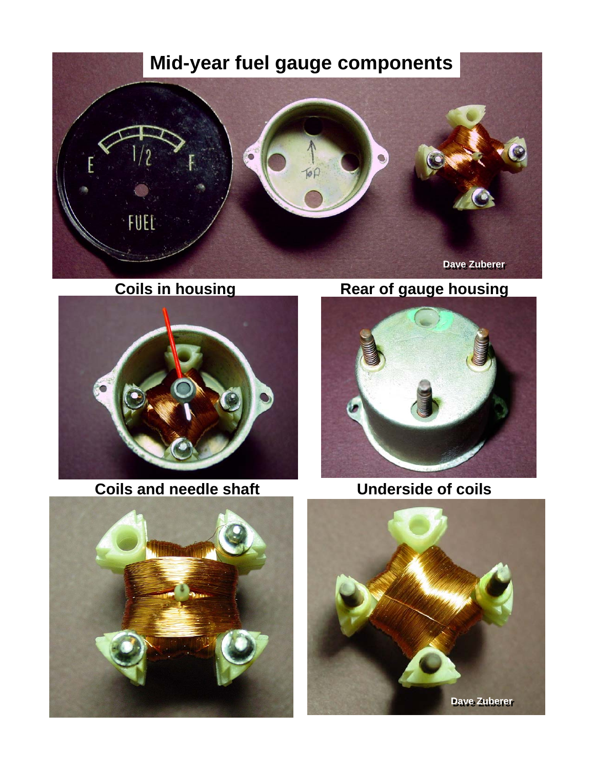# Mid-year fuel gauge components

Dave Zuberer

**Coils in housing**

**Rear of gauge housing**

**Coils and needle shaft**

**Underside of coils**

Dave Zuberer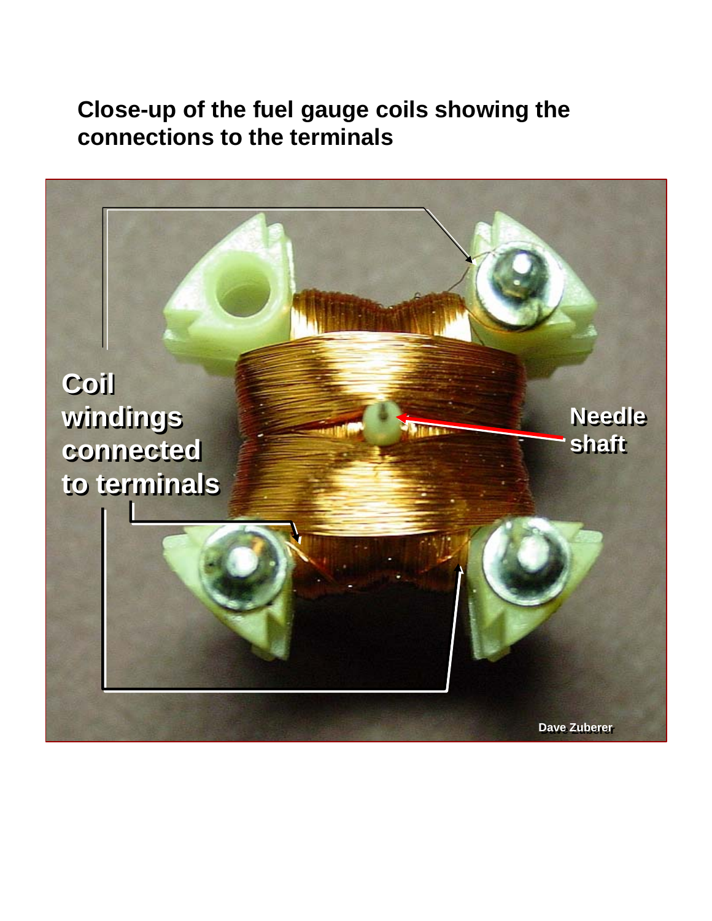# Close-up of the fuel gauge coils showing the connections to the terminals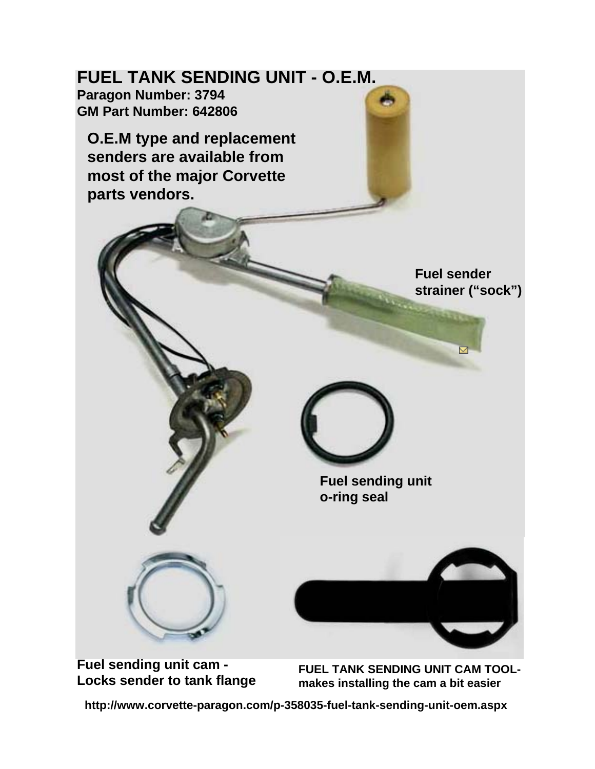# FUEL TANK SENDING UNIT - O.E.M.

**Paragon Number: 3794**
**GM Part Number: 642806**

**O.E.M type and replacement senders are available from most of the major Corvette parts vendors.**

**Fuel sender strainer ("sock")**

**Fuel sending unit o-ring seal**

**Fuel sending unit cam - Locks sender to tank flange**

**FUEL TANK SENDING UNIT CAM TOOL- makes installing the cam a bit easier**

**http://www.corvette-paragon.com/p-358035-fuel-tank-sending-unit-oem.aspx**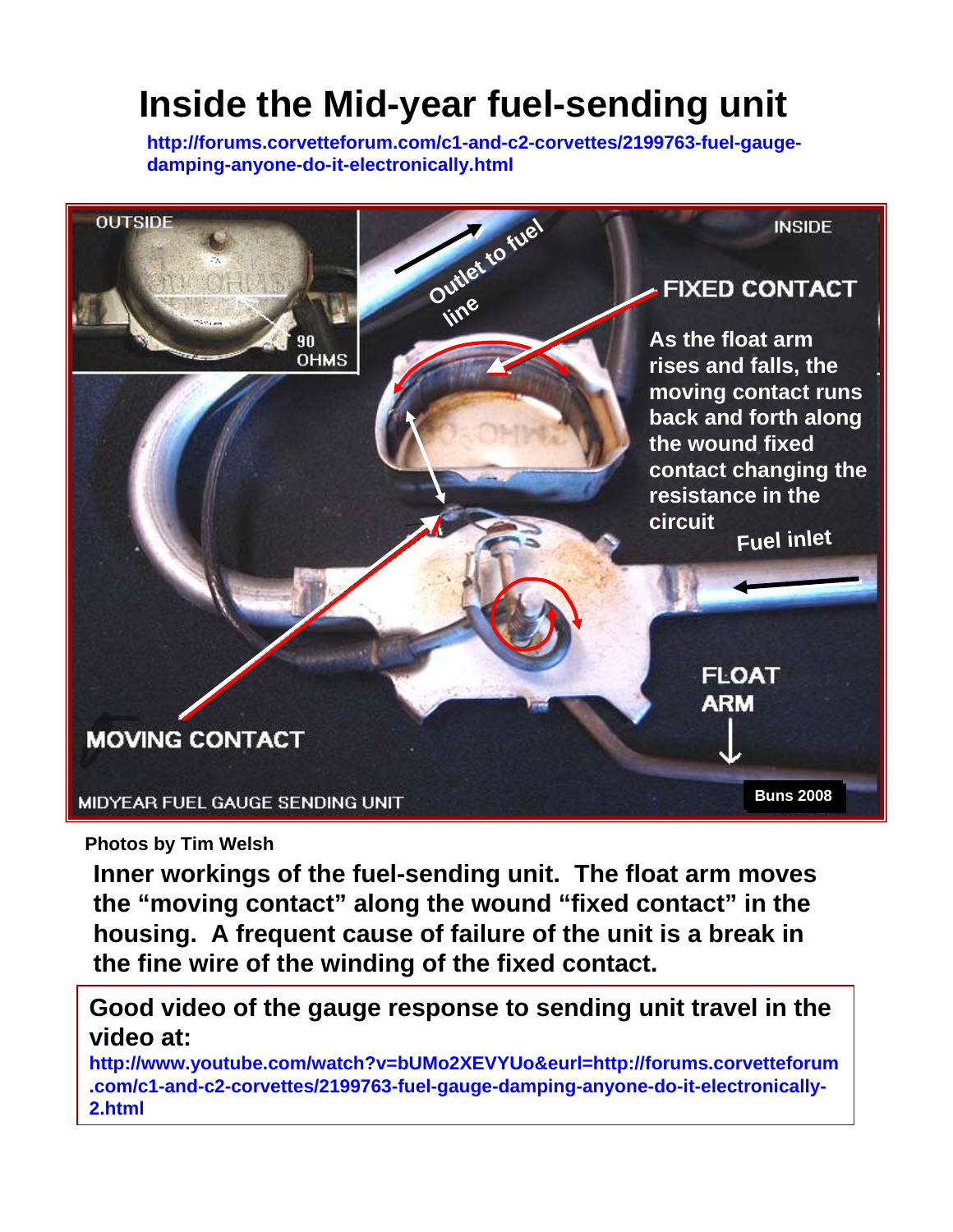# Inside the Mid-year fuel-sending unit

http://forums.corvetteforum.com/c1-and-c2-corvettes/2199763-fuel-gauge-damping-anyone-do-it-electronically.html

OUTSIDE

90 OHMS

INSIDE

Outlet to fuel line

FIXED CONTACT

As the float arm rises and falls, the moving contact runs back and forth along the wound fixed contact changing the resistance in the circuit

Fuel inlet

FLOAT ARM

MOVING CONTACT

MIDYEAR FUEL GAUGE SENDING UNIT

Buns 2008

Photos by Tim Welsh

**Inner workings of the fuel-sending unit. The float arm moves the "moving contact" along the wound "fixed contact" in the housing. A frequent cause of failure of the unit is a break in the fine wire of the winding of the fixed contact.**

**Good video of the gauge response to sending unit travel in the video at:**
http://www.youtube.com/watch?v=bUMo2XEVYUo&eurl=http://forums.corvetteforum.com/c1-and-c2-corvettes/2199763-fuel-gauge-damping-anyone-do-it-electronically-2.html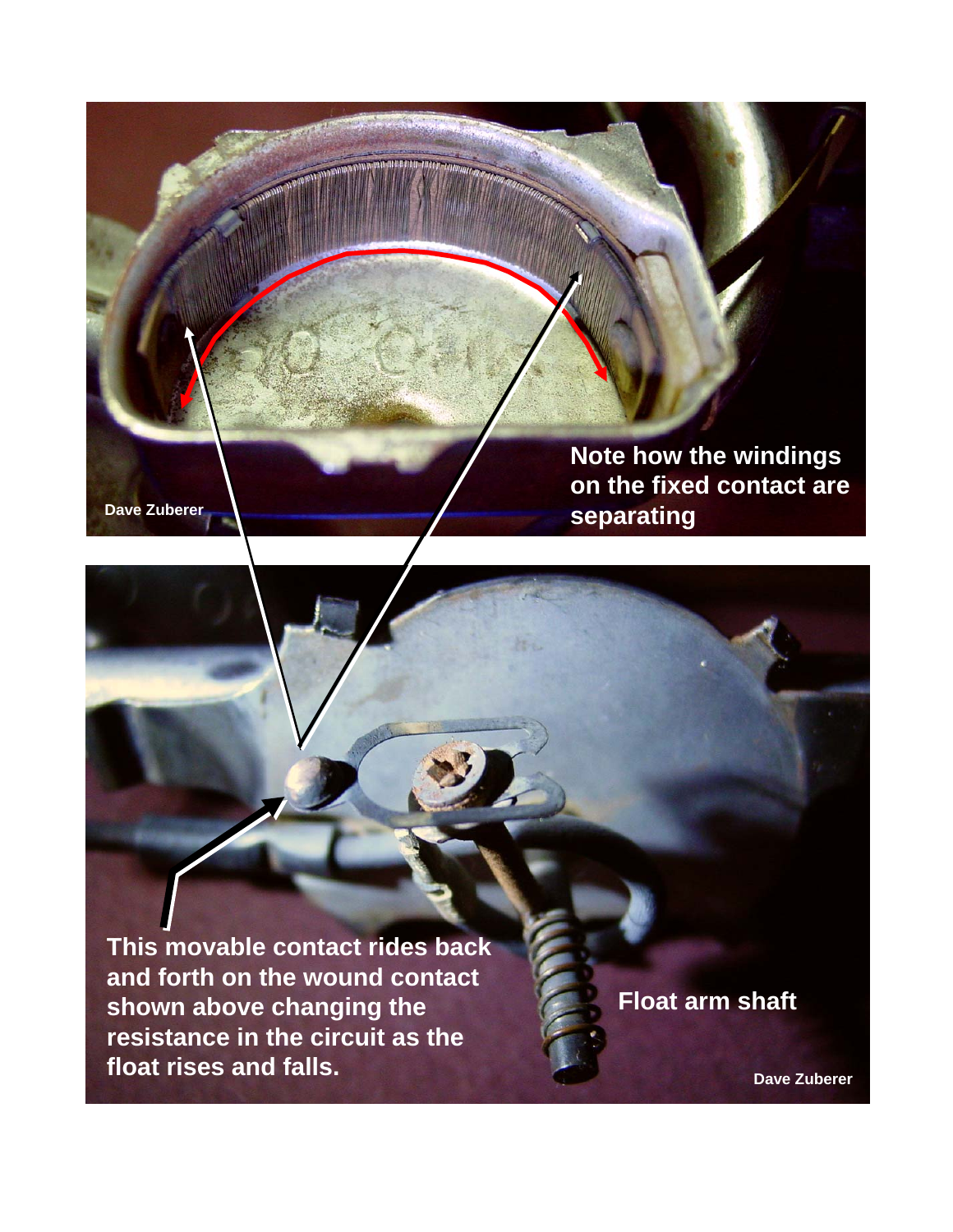Note how the windings on the fixed contact are separating

Dave Zuberer

This movable contact rides back and forth on the wound contact shown above changing the resistance in the circuit as the float rises and falls.

Float arm shaft

Dave Zuberer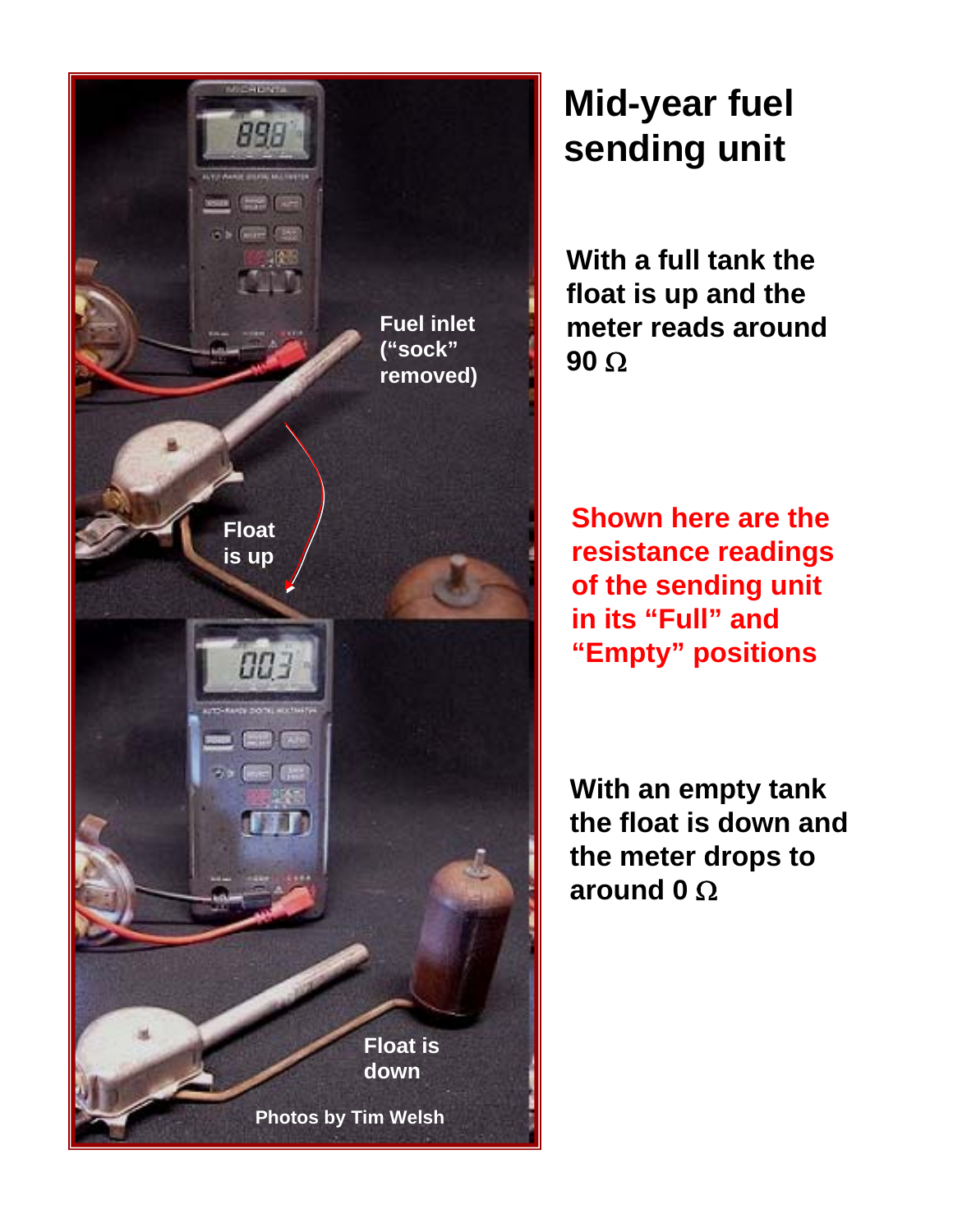# Mid-year fuel sending unit

Fuel inlet ("sock" removed)

Float is up

Float is down

Photos by Tim Welsh

**With a full tank the float is up and the meter reads around 90 Ω**

**Shown here are the resistance readings of the sending unit in its "Full" and "Empty" positions**

**With an empty tank the float is down and the meter drops to around 0 Ω**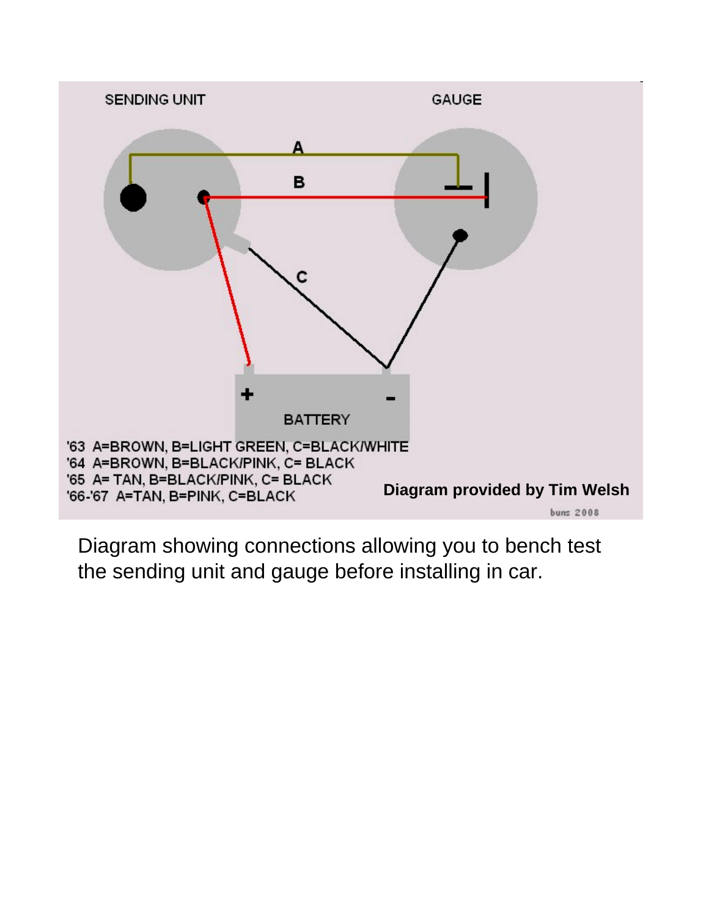SENDING UNIT

GAUGE

A

B

C

BATTERY

'63 A=BROWN, B=LIGHT GREEN, C=BLACK/WHITE
'64 A=BROWN, B=BLACK/PINK, C= BLACK
'65 A= TAN, B=BLACK/PINK, C= BLACK
'66-'67 A=TAN, B=PINK, C=BLACK

**Diagram provided by Tim Welsh**

buns 2008

Diagram showing connections allowing you to bench test the sending unit and gauge before installing in car.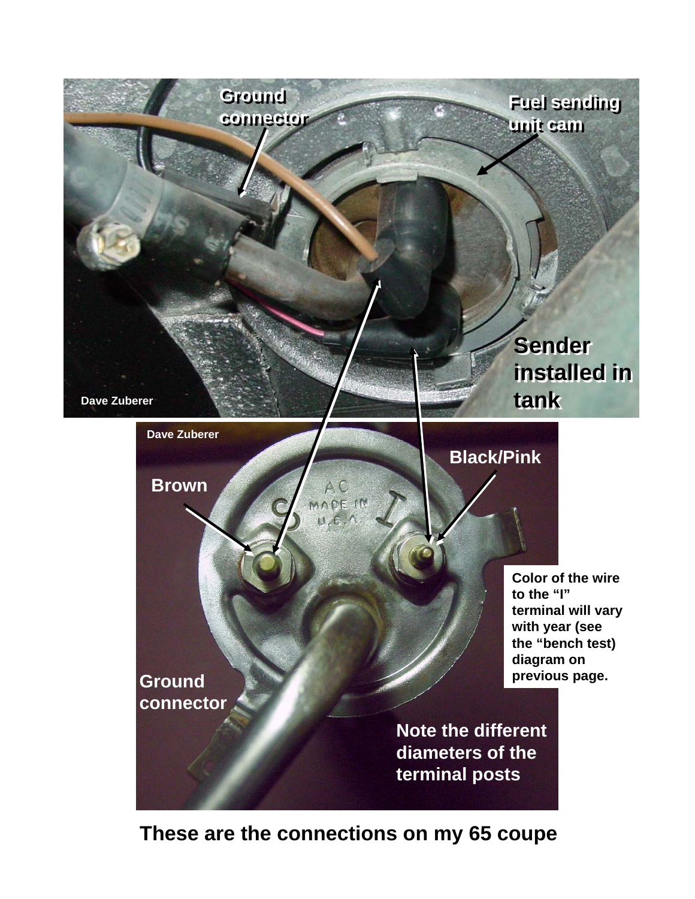Ground connector

Fuel sending unit cam

Sender installed in tank

Dave Zuberer

Dave Zuberer

Black/Pink

Brown

Color of the wire to the "I" terminal will vary with year (see the "bench test) diagram on previous page.

Ground connector

Note the different diameters of the terminal posts

**These are the connections on my 65 coupe**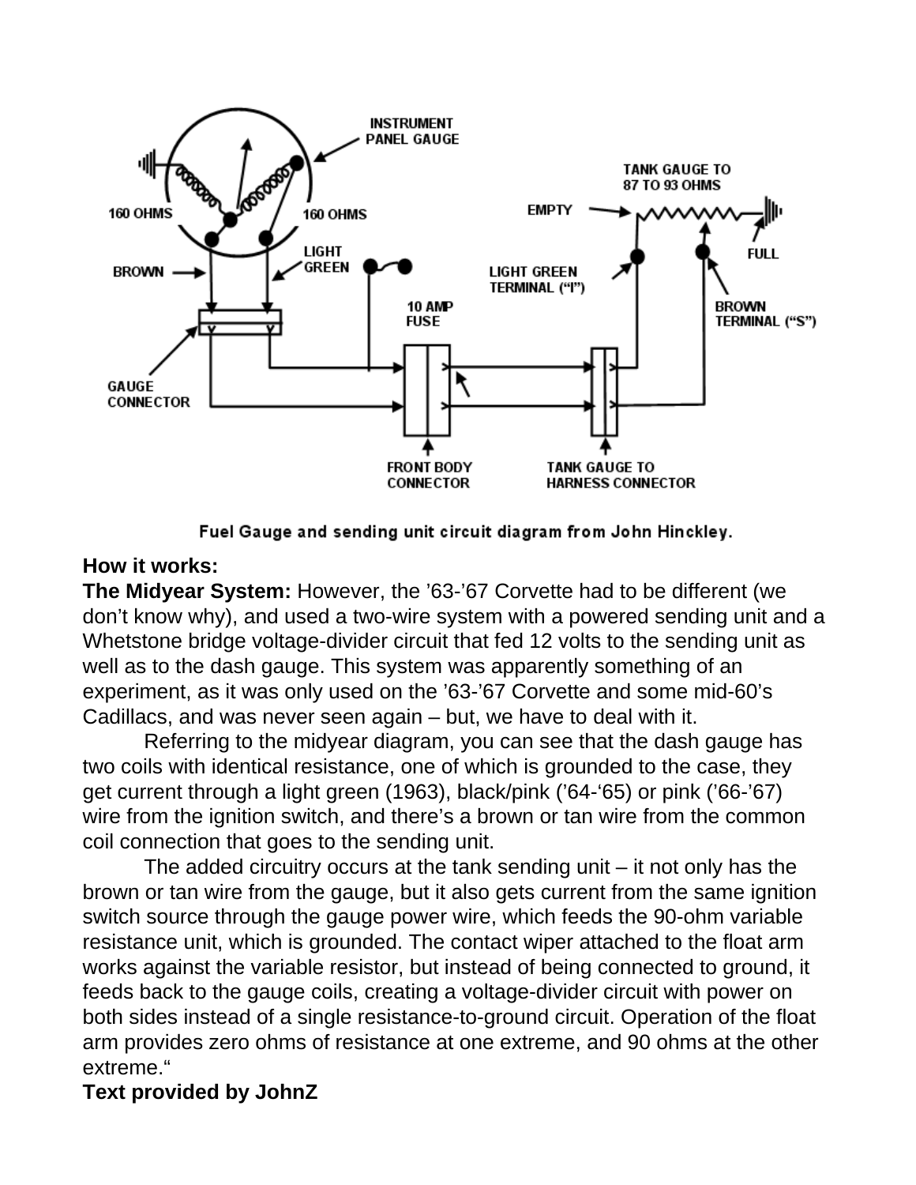Fuel Gauge and sending unit circuit diagram from John Hinckley.

**How it works:**

**The Midyear System:** However, the ’63-’67 Corvette had to be different (we don’t know why), and used a two-wire system with a powered sending unit and a Whetstone bridge voltage-divider circuit that fed 12 volts to the sending unit as well as to the dash gauge. This system was apparently something of an experiment, as it was only used on the ’63-’67 Corvette and some mid-60’s Cadillacs, and was never seen again – but, we have to deal with it.

Referring to the midyear diagram, you can see that the dash gauge has two coils with identical resistance, one of which is grounded to the case, they get current through a light green (1963), black/pink (’64-‘65) or pink (’66-’67) wire from the ignition switch, and there’s a brown or tan wire from the common coil connection that goes to the sending unit.

The added circuitry occurs at the tank sending unit – it not only has the brown or tan wire from the gauge, but it also gets current from the same ignition switch source through the gauge power wire, which feeds the 90-ohm variable resistance unit, which is grounded. The contact wiper attached to the float arm works against the variable resistor, but instead of being connected to ground, it feeds back to the gauge coils, creating a voltage-divider circuit with power on both sides instead of a single resistance-to-ground circuit. Operation of the float arm provides zero ohms of resistance at one extreme, and 90 ohms at the other extreme.“

**Text provided by JohnZ**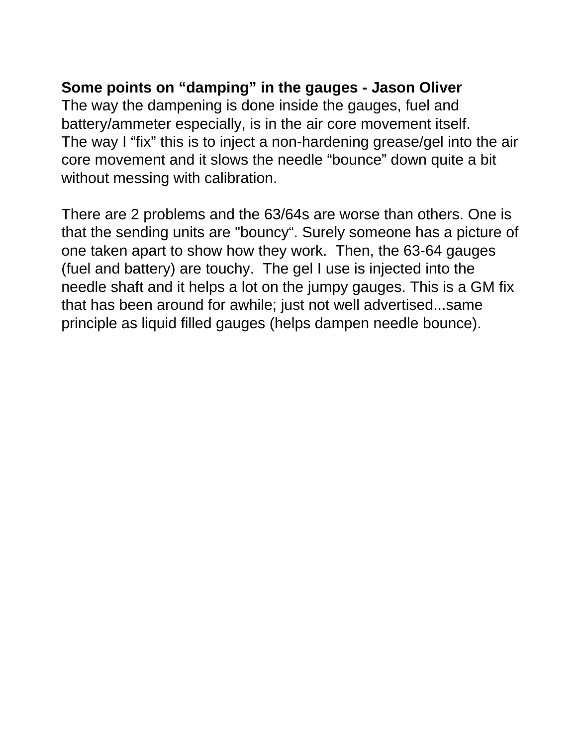**Some points on “damping” in the gauges - Jason Oliver**
The way the dampening is done inside the gauges, fuel and battery/ammeter especially, is in the air core movement itself.
The way I “fix” this is to inject a non-hardening grease/gel into the air core movement and it slows the needle “bounce” down quite a bit without messing with calibration.

There are 2 problems and the 63/64s are worse than others. One is that the sending units are "bouncy“. Surely someone has a picture of one taken apart to show how they work.  Then, the 63-64 gauges (fuel and battery) are touchy.  The gel I use is injected into the needle shaft and it helps a lot on the jumpy gauges. This is a GM fix that has been around for awhile; just not well advertised...same principle as liquid filled gauges (helps dampen needle bounce).